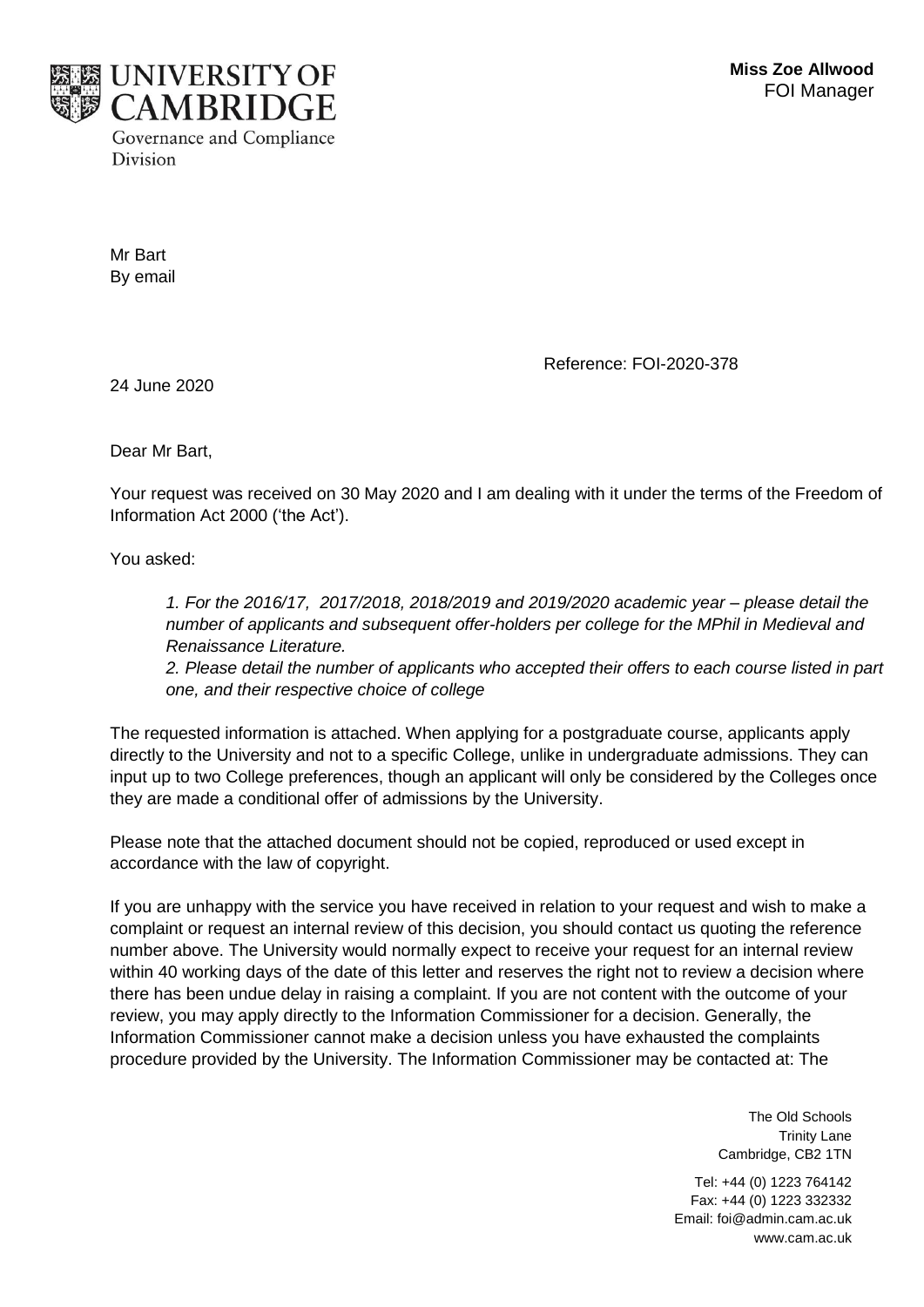**UNIVERSITY OF CAMBRIDGE**
Governance and Compliance Division

**Miss Zoe Allwood**
FOI Manager

Mr Bart
By email

Reference: FOI-2020-378

24 June 2020

Dear Mr Bart,

Your request was received on 30 May 2020 and I am dealing with it under the terms of the Freedom of Information Act 2000 ('the Act').

You asked:

> *1. For the 2016/17, 2017/2018, 2018/2019 and 2019/2020 academic year – please detail the number of applicants and subsequent offer-holders per college for the MPhil in Medieval and Renaissance Literature.*
> *2. Please detail the number of applicants who accepted their offers to each course listed in part one, and their respective choice of college*

The requested information is attached. When applying for a postgraduate course, applicants apply directly to the University and not to a specific College, unlike in undergraduate admissions. They can input up to two College preferences, though an applicant will only be considered by the Colleges once they are made a conditional offer of admissions by the University.

Please note that the attached document should not be copied, reproduced or used except in accordance with the law of copyright.

If you are unhappy with the service you have received in relation to your request and wish to make a complaint or request an internal review of this decision, you should contact us quoting the reference number above. The University would normally expect to receive your request for an internal review within 40 working days of the date of this letter and reserves the right not to review a decision where there has been undue delay in raising a complaint. If you are not content with the outcome of your review, you may apply directly to the Information Commissioner for a decision. Generally, the Information Commissioner cannot make a decision unless you have exhausted the complaints procedure provided by the University. The Information Commissioner may be contacted at: The

The Old Schools
Trinity Lane
Cambridge, CB2 1TN

Tel: +44 (0) 1223 764142
Fax: +44 (0) 1223 332332
Email: foi@admin.cam.ac.uk
www.cam.ac.uk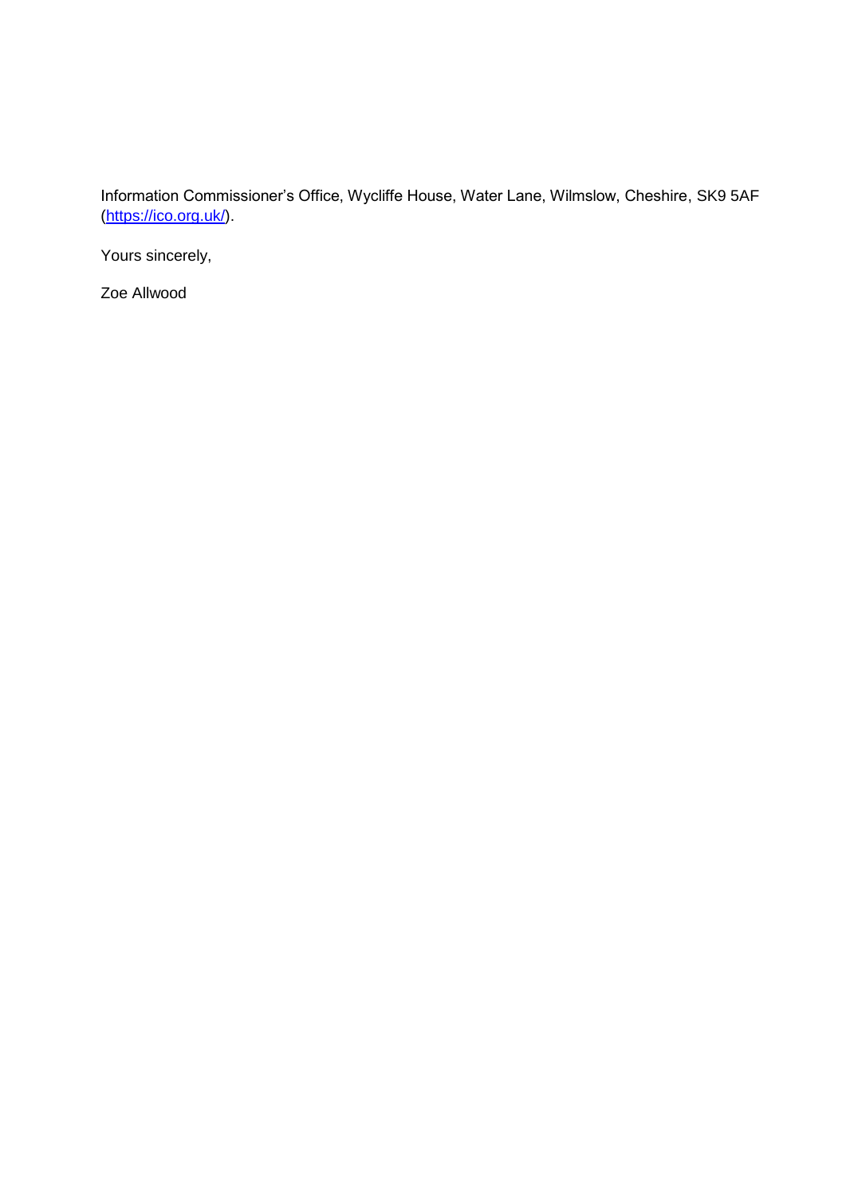Information Commissioner's Office, Wycliffe House, Water Lane, Wilmslow, Cheshire, SK9 5AF (https://ico.org.uk/).

Yours sincerely,

Zoe Allwood